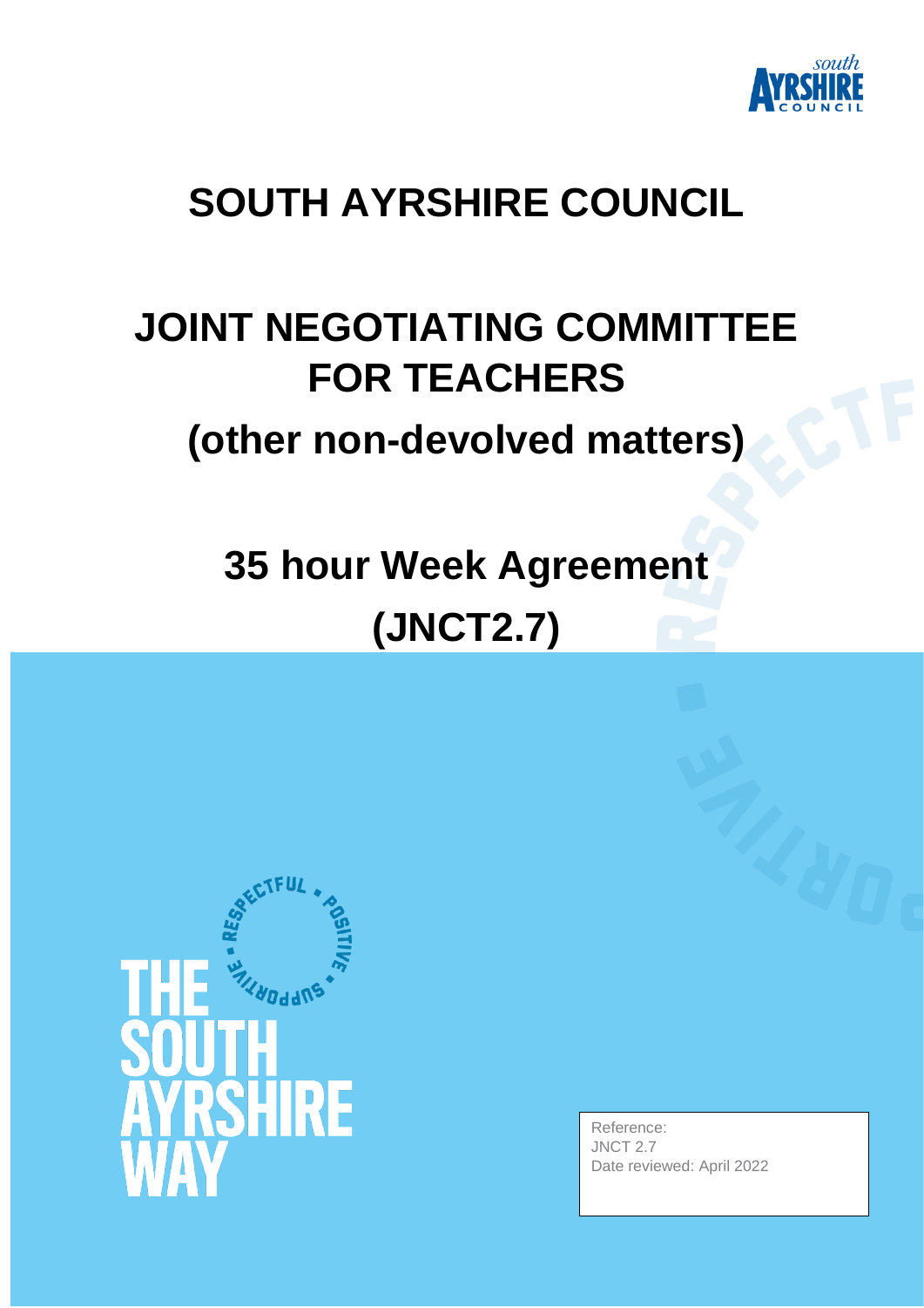# SOUTH AYRSHIRE COUNCIL

# JOINT NEGOTIATING COMMITTEE FOR TEACHERS

## (other non-devolved matters)

# 35 hour Week Agreement (JNCT2.7)

Reference:
JNCT 2.7
Date reviewed: April 2022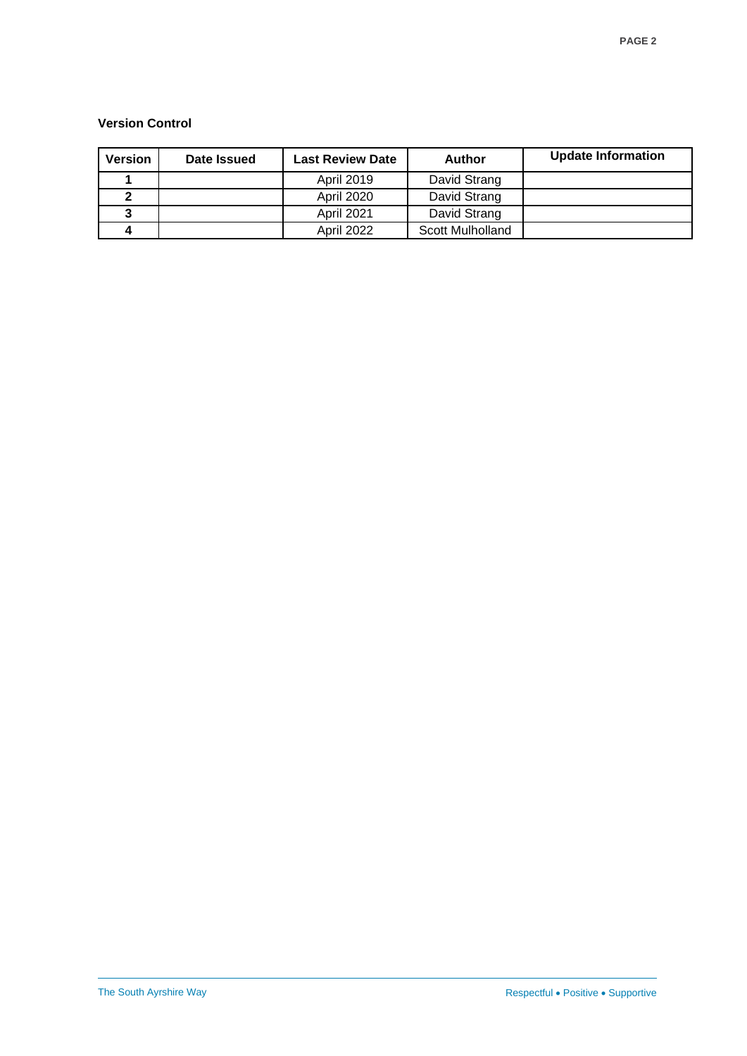**Version Control**

| Version | Date Issued | Last Review Date | Author | Update Information |
|---|---|---|---|---|
| 1 | | April 2019 | David Strang | |
| 2 | | April 2020 | David Strang | |
| 3 | | April 2021 | David Strang | |
| 4 | | April 2022 | Scott Mulholland | |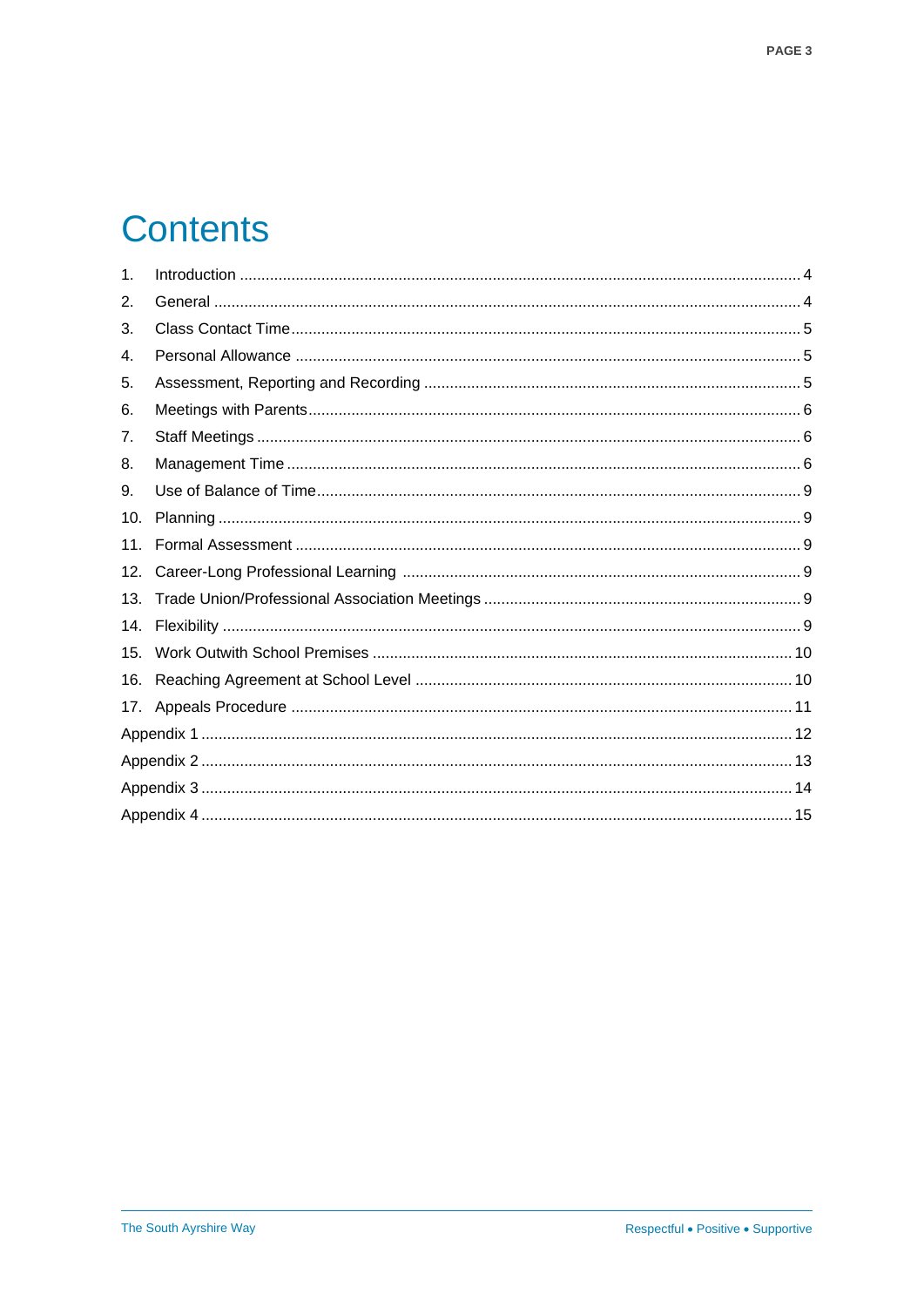# Contents

1. Introduction ..... 4
2. General ..... 4
3. Class Contact Time ..... 5
4. Personal Allowance ..... 5
5. Assessment, Reporting and Recording ..... 5
6. Meetings with Parents ..... 6
7. Staff Meetings ..... 6
8. Management Time ..... 6
9. Use of Balance of Time ..... 9
10. Planning ..... 9
11. Formal Assessment ..... 9
12. Career-Long Professional Learning ..... 9
13. Trade Union/Professional Association Meetings ..... 9
14. Flexibility ..... 9
15. Work Outwith School Premises ..... 10
16. Reaching Agreement at School Level ..... 10
17. Appeals Procedure ..... 11

Appendix 1 ..... 12

Appendix 2 ..... 13

Appendix 3 ..... 14

Appendix 4 ..... 15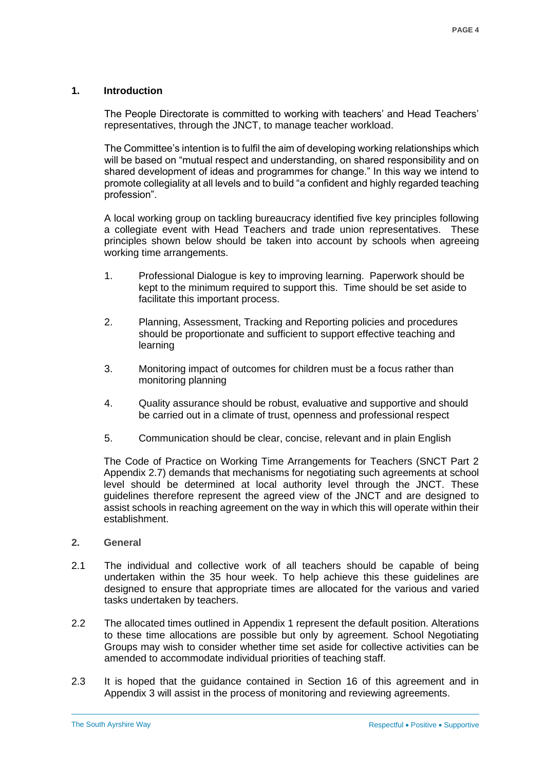## 1. Introduction

The People Directorate is committed to working with teachers' and Head Teachers' representatives, through the JNCT, to manage teacher workload.

The Committee's intention is to fulfil the aim of developing working relationships which will be based on "mutual respect and understanding, on shared responsibility and on shared development of ideas and programmes for change." In this way we intend to promote collegiality at all levels and to build "a confident and highly regarded teaching profession".

A local working group on tackling bureaucracy identified five key principles following a collegiate event with Head Teachers and trade union representatives. These principles shown below should be taken into account by schools when agreeing working time arrangements.

1. Professional Dialogue is key to improving learning. Paperwork should be kept to the minimum required to support this. Time should be set aside to facilitate this important process.

2. Planning, Assessment, Tracking and Reporting policies and procedures should be proportionate and sufficient to support effective teaching and learning

3. Monitoring impact of outcomes for children must be a focus rather than monitoring planning

4. Quality assurance should be robust, evaluative and supportive and should be carried out in a climate of trust, openness and professional respect

5. Communication should be clear, concise, relevant and in plain English

The Code of Practice on Working Time Arrangements for Teachers (SNCT Part 2 Appendix 2.7) demands that mechanisms for negotiating such agreements at school level should be determined at local authority level through the JNCT. These guidelines therefore represent the agreed view of the JNCT and are designed to assist schools in reaching agreement on the way in which this will operate within their establishment.

## 2. General

2.1 The individual and collective work of all teachers should be capable of being undertaken within the 35 hour week. To help achieve this these guidelines are designed to ensure that appropriate times are allocated for the various and varied tasks undertaken by teachers.

2.2 The allocated times outlined in Appendix 1 represent the default position. Alterations to these time allocations are possible but only by agreement. School Negotiating Groups may wish to consider whether time set aside for collective activities can be amended to accommodate individual priorities of teaching staff.

2.3 It is hoped that the guidance contained in Section 16 of this agreement and in Appendix 3 will assist in the process of monitoring and reviewing agreements.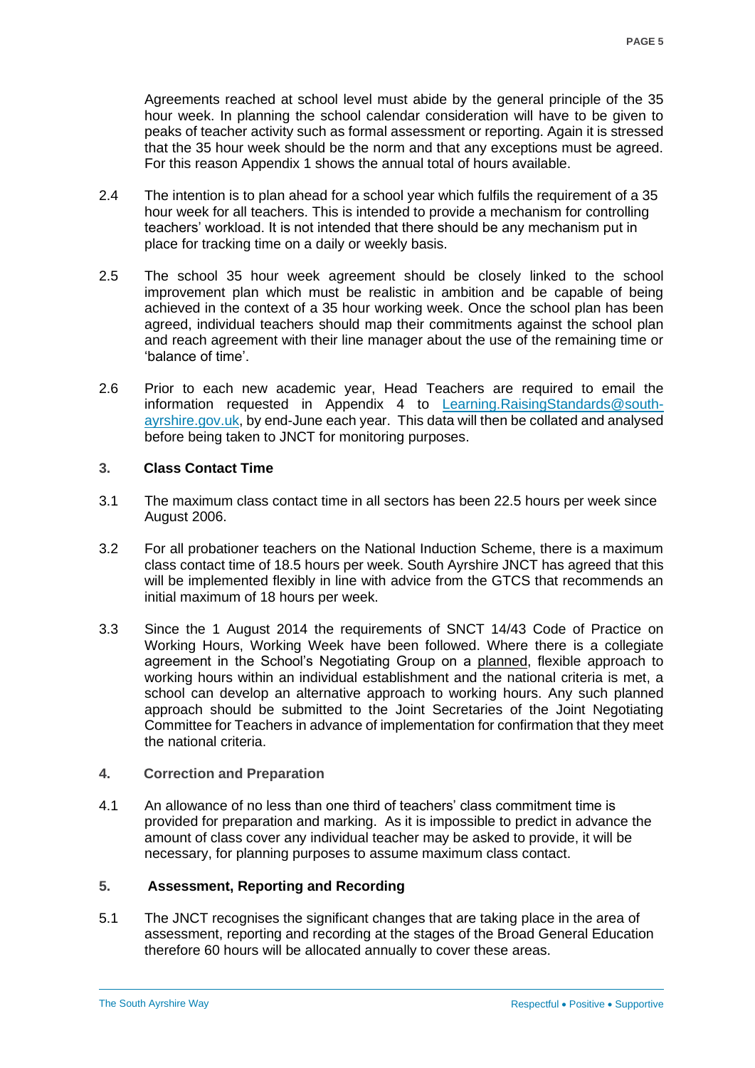Agreements reached at school level must abide by the general principle of the 35 hour week. In planning the school calendar consideration will have to be given to peaks of teacher activity such as formal assessment or reporting. Again it is stressed that the 35 hour week should be the norm and that any exceptions must be agreed. For this reason Appendix 1 shows the annual total of hours available.

2.4 The intention is to plan ahead for a school year which fulfils the requirement of a 35 hour week for all teachers. This is intended to provide a mechanism for controlling teachers' workload. It is not intended that there should be any mechanism put in place for tracking time on a daily or weekly basis.

2.5 The school 35 hour week agreement should be closely linked to the school improvement plan which must be realistic in ambition and be capable of being achieved in the context of a 35 hour working week. Once the school plan has been agreed, individual teachers should map their commitments against the school plan and reach agreement with their line manager about the use of the remaining time or 'balance of time'.

2.6 Prior to each new academic year, Head Teachers are required to email the information requested in Appendix 4 to Learning.RaisingStandards@south-ayrshire.gov.uk, by end-June each year. This data will then be collated and analysed before being taken to JNCT for monitoring purposes.

## 3. Class Contact Time

3.1 The maximum class contact time in all sectors has been 22.5 hours per week since August 2006.

3.2 For all probationer teachers on the National Induction Scheme, there is a maximum class contact time of 18.5 hours per week. South Ayrshire JNCT has agreed that this will be implemented flexibly in line with advice from the GTCS that recommends an initial maximum of 18 hours per week.

3.3 Since the 1 August 2014 the requirements of SNCT 14/43 Code of Practice on Working Hours, Working Week have been followed. Where there is a collegiate agreement in the School's Negotiating Group on a planned, flexible approach to working hours within an individual establishment and the national criteria is met, a school can develop an alternative approach to working hours. Any such planned approach should be submitted to the Joint Secretaries of the Joint Negotiating Committee for Teachers in advance of implementation for confirmation that they meet the national criteria.

## 4. Correction and Preparation

4.1 An allowance of no less than one third of teachers' class commitment time is provided for preparation and marking. As it is impossible to predict in advance the amount of class cover any individual teacher may be asked to provide, it will be necessary, for planning purposes to assume maximum class contact.

## 5. Assessment, Reporting and Recording

5.1 The JNCT recognises the significant changes that are taking place in the area of assessment, reporting and recording at the stages of the Broad General Education therefore 60 hours will be allocated annually to cover these areas.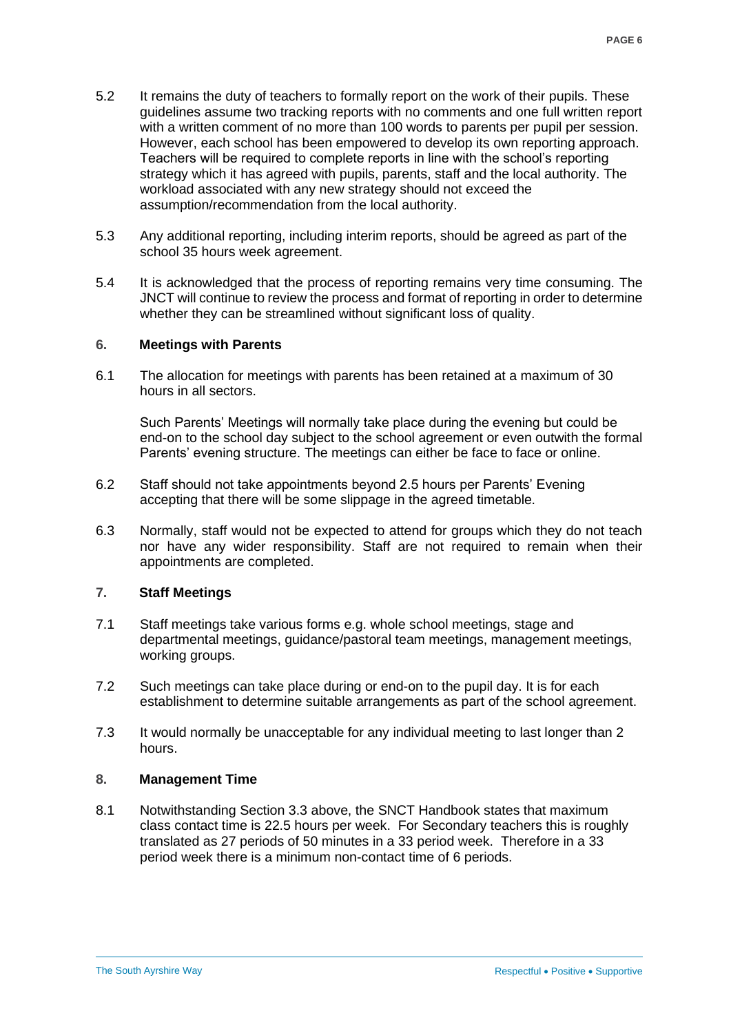5.2 It remains the duty of teachers to formally report on the work of their pupils. These guidelines assume two tracking reports with no comments and one full written report with a written comment of no more than 100 words to parents per pupil per session. However, each school has been empowered to develop its own reporting approach. Teachers will be required to complete reports in line with the school's reporting strategy which it has agreed with pupils, parents, staff and the local authority. The workload associated with any new strategy should not exceed the assumption/recommendation from the local authority.

5.3 Any additional reporting, including interim reports, should be agreed as part of the school 35 hours week agreement.

5.4 It is acknowledged that the process of reporting remains very time consuming. The JNCT will continue to review the process and format of reporting in order to determine whether they can be streamlined without significant loss of quality.

## 6. Meetings with Parents

6.1 The allocation for meetings with parents has been retained at a maximum of 30 hours in all sectors.

Such Parents' Meetings will normally take place during the evening but could be end-on to the school day subject to the school agreement or even outwith the formal Parents' evening structure. The meetings can either be face to face or online.

6.2 Staff should not take appointments beyond 2.5 hours per Parents' Evening accepting that there will be some slippage in the agreed timetable.

6.3 Normally, staff would not be expected to attend for groups which they do not teach nor have any wider responsibility. Staff are not required to remain when their appointments are completed.

## 7. Staff Meetings

7.1 Staff meetings take various forms e.g. whole school meetings, stage and departmental meetings, guidance/pastoral team meetings, management meetings, working groups.

7.2 Such meetings can take place during or end-on to the pupil day. It is for each establishment to determine suitable arrangements as part of the school agreement.

7.3 It would normally be unacceptable for any individual meeting to last longer than 2 hours.

## 8. Management Time

8.1 Notwithstanding Section 3.3 above, the SNCT Handbook states that maximum class contact time is 22.5 hours per week. For Secondary teachers this is roughly translated as 27 periods of 50 minutes in a 33 period week. Therefore in a 33 period week there is a minimum non-contact time of 6 periods.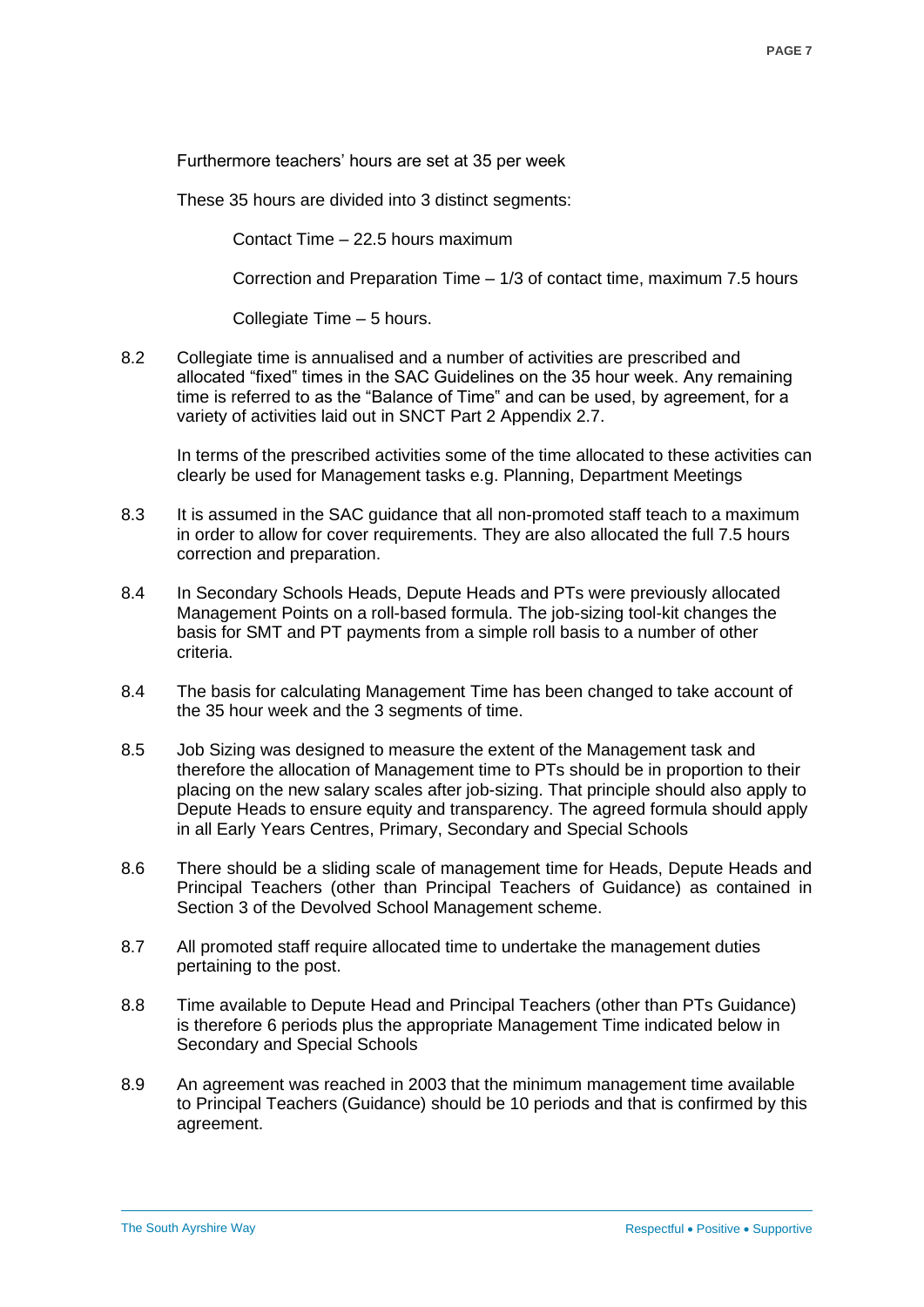Furthermore teachers' hours are set at 35 per week

These 35 hours are divided into 3 distinct segments:

Contact Time – 22.5 hours maximum

Correction and Preparation Time – 1/3 of contact time, maximum 7.5 hours

Collegiate Time – 5 hours.

8.2 Collegiate time is annualised and a number of activities are prescribed and allocated "fixed" times in the SAC Guidelines on the 35 hour week. Any remaining time is referred to as the "Balance of Time" and can be used, by agreement, for a variety of activities laid out in SNCT Part 2 Appendix 2.7.

In terms of the prescribed activities some of the time allocated to these activities can clearly be used for Management tasks e.g. Planning, Department Meetings

8.3 It is assumed in the SAC guidance that all non-promoted staff teach to a maximum in order to allow for cover requirements. They are also allocated the full 7.5 hours correction and preparation.

8.4 In Secondary Schools Heads, Depute Heads and PTs were previously allocated Management Points on a roll-based formula. The job-sizing tool-kit changes the basis for SMT and PT payments from a simple roll basis to a number of other criteria.

8.4 The basis for calculating Management Time has been changed to take account of the 35 hour week and the 3 segments of time.

8.5 Job Sizing was designed to measure the extent of the Management task and therefore the allocation of Management time to PTs should be in proportion to their placing on the new salary scales after job-sizing. That principle should also apply to Depute Heads to ensure equity and transparency. The agreed formula should apply in all Early Years Centres, Primary, Secondary and Special Schools

8.6 There should be a sliding scale of management time for Heads, Depute Heads and Principal Teachers (other than Principal Teachers of Guidance) as contained in Section 3 of the Devolved School Management scheme.

8.7 All promoted staff require allocated time to undertake the management duties pertaining to the post.

8.8 Time available to Depute Head and Principal Teachers (other than PTs Guidance) is therefore 6 periods plus the appropriate Management Time indicated below in Secondary and Special Schools

8.9 An agreement was reached in 2003 that the minimum management time available to Principal Teachers (Guidance) should be 10 periods and that is confirmed by this agreement.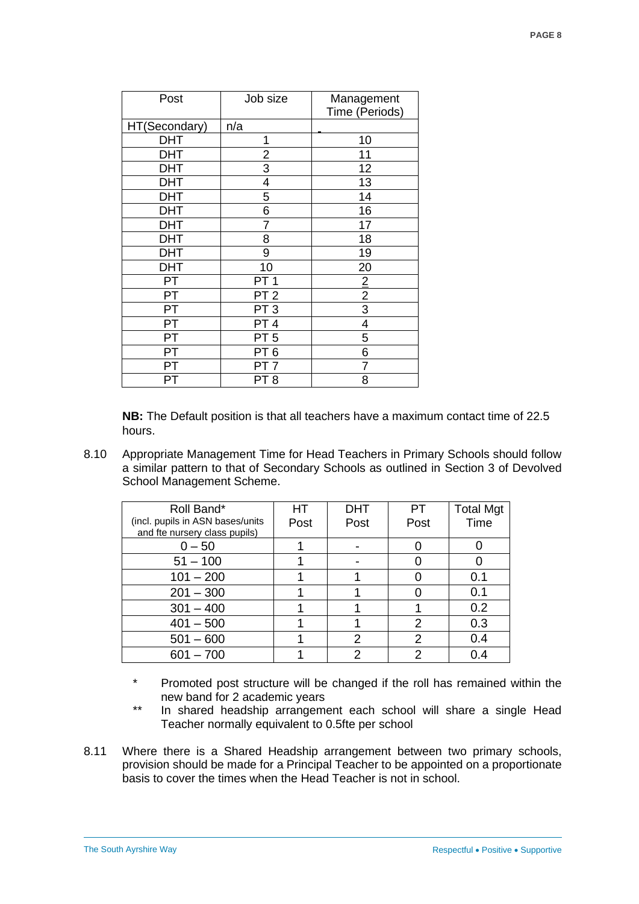| Post | Job size | Management Time (Periods) |
|---|---|---|
| HT(Secondary) | n/a | - |
| DHT | 1 | 10 |
| DHT | 2 | 11 |
| DHT | 3 | 12 |
| DHT | 4 | 13 |
| DHT | 5 | 14 |
| DHT | 6 | 16 |
| DHT | 7 | 17 |
| DHT | 8 | 18 |
| DHT | 9 | 19 |
| DHT | 10 | 20 |
| PT | PT 1 | 2 |
| PT | PT 2 | 2 |
| PT | PT 3 | 3 |
| PT | PT 4 | 4 |
| PT | PT 5 | 5 |
| PT | PT 6 | 6 |
| PT | PT 7 | 7 |
| PT | PT 8 | 8 |

**NB:** The Default position is that all teachers have a maximum contact time of 22.5 hours.

8.10 Appropriate Management Time for Head Teachers in Primary Schools should follow a similar pattern to that of Secondary Schools as outlined in Section 3 of Devolved School Management Scheme.

| Roll Band* (incl. pupils in ASN bases/units and fte nursery class pupils) | HT Post | DHT Post | PT Post | Total Mgt Time |
|---|---|---|---|---|
| 0 – 50 | 1 | - | 0 | 0 |
| 51 – 100 | 1 | - | 0 | 0 |
| 101 – 200 | 1 | 1 | 0 | 0.1 |
| 201 – 300 | 1 | 1 | 0 | 0.1 |
| 301 – 400 | 1 | 1 | 1 | 0.2 |
| 401 – 500 | 1 | 1 | 2 | 0.3 |
| 501 – 600 | 1 | 2 | 2 | 0.4 |
| 601 – 700 | 1 | 2 | 2 | 0.4 |

\* Promoted post structure will be changed if the roll has remained within the new band for 2 academic years

\*\* In shared headship arrangement each school will share a single Head Teacher normally equivalent to 0.5fte per school

8.11 Where there is a Shared Headship arrangement between two primary schools, provision should be made for a Principal Teacher to be appointed on a proportionate basis to cover the times when the Head Teacher is not in school.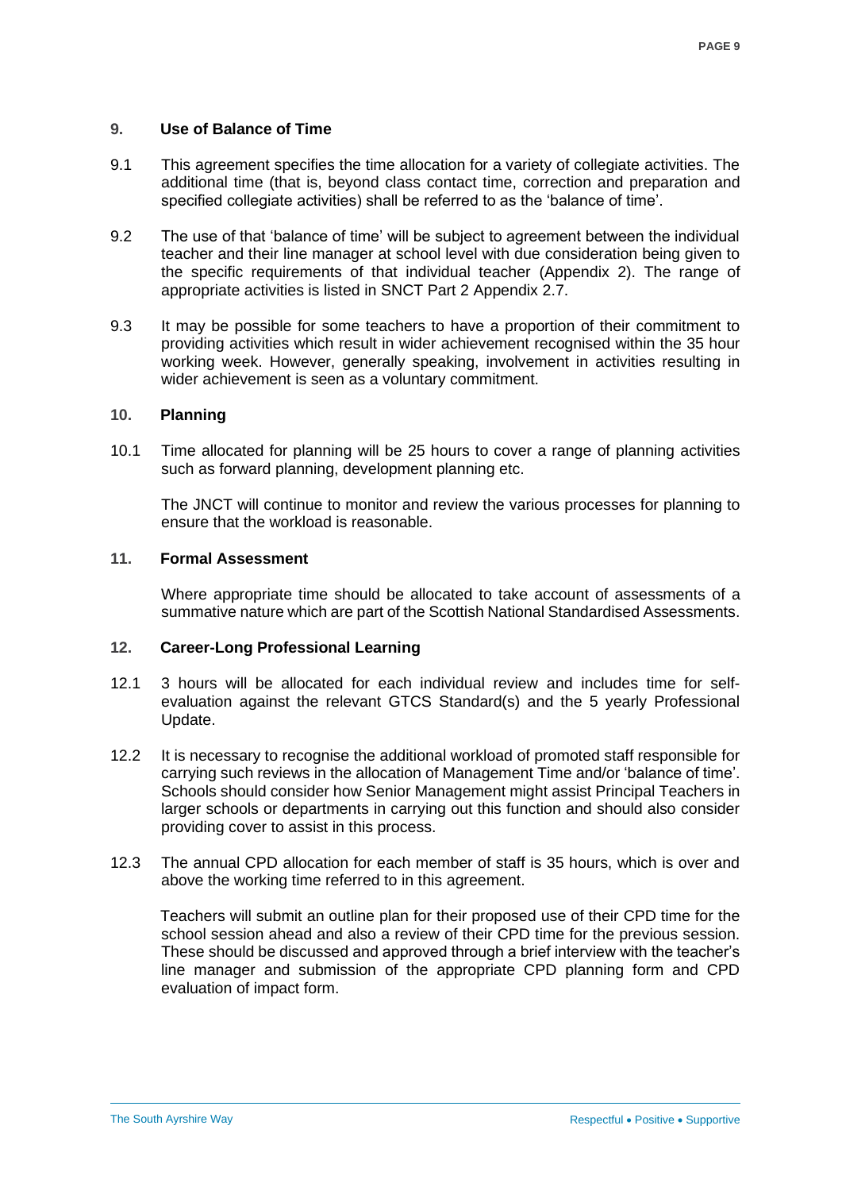## 9. Use of Balance of Time

9.1 This agreement specifies the time allocation for a variety of collegiate activities. The additional time (that is, beyond class contact time, correction and preparation and specified collegiate activities) shall be referred to as the 'balance of time'.

9.2 The use of that 'balance of time' will be subject to agreement between the individual teacher and their line manager at school level with due consideration being given to the specific requirements of that individual teacher (Appendix 2). The range of appropriate activities is listed in SNCT Part 2 Appendix 2.7.

9.3 It may be possible for some teachers to have a proportion of their commitment to providing activities which result in wider achievement recognised within the 35 hour working week. However, generally speaking, involvement in activities resulting in wider achievement is seen as a voluntary commitment.

## 10. Planning

10.1 Time allocated for planning will be 25 hours to cover a range of planning activities such as forward planning, development planning etc.

The JNCT will continue to monitor and review the various processes for planning to ensure that the workload is reasonable.

## 11. Formal Assessment

Where appropriate time should be allocated to take account of assessments of a summative nature which are part of the Scottish National Standardised Assessments.

## 12. Career-Long Professional Learning

12.1 3 hours will be allocated for each individual review and includes time for self-evaluation against the relevant GTCS Standard(s) and the 5 yearly Professional Update.

12.2 It is necessary to recognise the additional workload of promoted staff responsible for carrying such reviews in the allocation of Management Time and/or 'balance of time'. Schools should consider how Senior Management might assist Principal Teachers in larger schools or departments in carrying out this function and should also consider providing cover to assist in this process.

12.3 The annual CPD allocation for each member of staff is 35 hours, which is over and above the working time referred to in this agreement.

Teachers will submit an outline plan for their proposed use of their CPD time for the school session ahead and also a review of their CPD time for the previous session. These should be discussed and approved through a brief interview with the teacher's line manager and submission of the appropriate CPD planning form and CPD evaluation of impact form.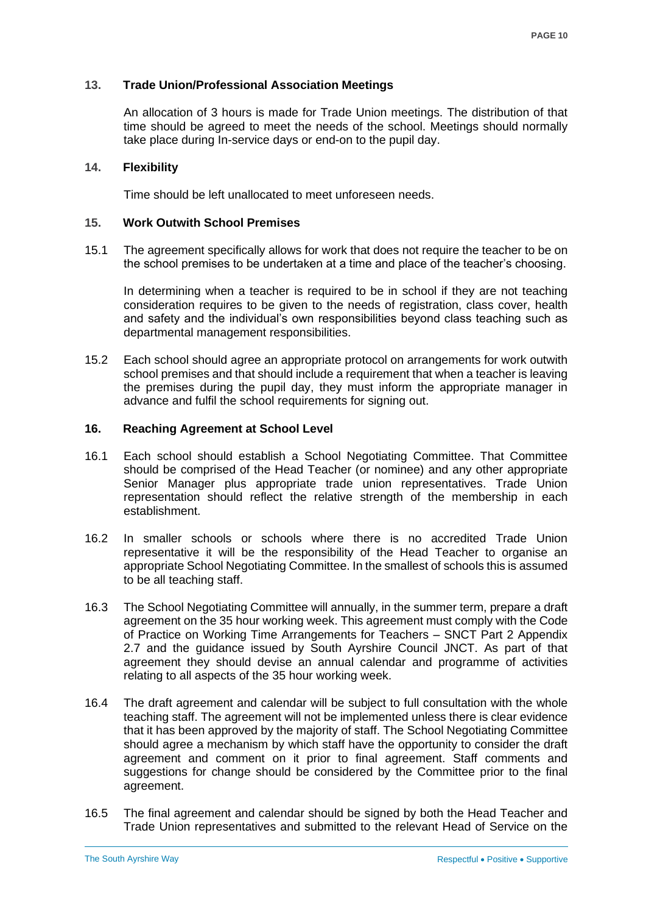## 13. Trade Union/Professional Association Meetings

An allocation of 3 hours is made for Trade Union meetings. The distribution of that time should be agreed to meet the needs of the school. Meetings should normally take place during In-service days or end-on to the pupil day.

## 14. Flexibility

Time should be left unallocated to meet unforeseen needs.

## 15. Work Outwith School Premises

15.1 The agreement specifically allows for work that does not require the teacher to be on the school premises to be undertaken at a time and place of the teacher's choosing.

In determining when a teacher is required to be in school if they are not teaching consideration requires to be given to the needs of registration, class cover, health and safety and the individual's own responsibilities beyond class teaching such as departmental management responsibilities.

15.2 Each school should agree an appropriate protocol on arrangements for work outwith school premises and that should include a requirement that when a teacher is leaving the premises during the pupil day, they must inform the appropriate manager in advance and fulfil the school requirements for signing out.

## 16. Reaching Agreement at School Level

16.1 Each school should establish a School Negotiating Committee. That Committee should be comprised of the Head Teacher (or nominee) and any other appropriate Senior Manager plus appropriate trade union representatives. Trade Union representation should reflect the relative strength of the membership in each establishment.

16.2 In smaller schools or schools where there is no accredited Trade Union representative it will be the responsibility of the Head Teacher to organise an appropriate School Negotiating Committee. In the smallest of schools this is assumed to be all teaching staff.

16.3 The School Negotiating Committee will annually, in the summer term, prepare a draft agreement on the 35 hour working week. This agreement must comply with the Code of Practice on Working Time Arrangements for Teachers – SNCT Part 2 Appendix 2.7 and the guidance issued by South Ayrshire Council JNCT. As part of that agreement they should devise an annual calendar and programme of activities relating to all aspects of the 35 hour working week.

16.4 The draft agreement and calendar will be subject to full consultation with the whole teaching staff. The agreement will not be implemented unless there is clear evidence that it has been approved by the majority of staff. The School Negotiating Committee should agree a mechanism by which staff have the opportunity to consider the draft agreement and comment on it prior to final agreement. Staff comments and suggestions for change should be considered by the Committee prior to the final agreement.

16.5 The final agreement and calendar should be signed by both the Head Teacher and Trade Union representatives and submitted to the relevant Head of Service on the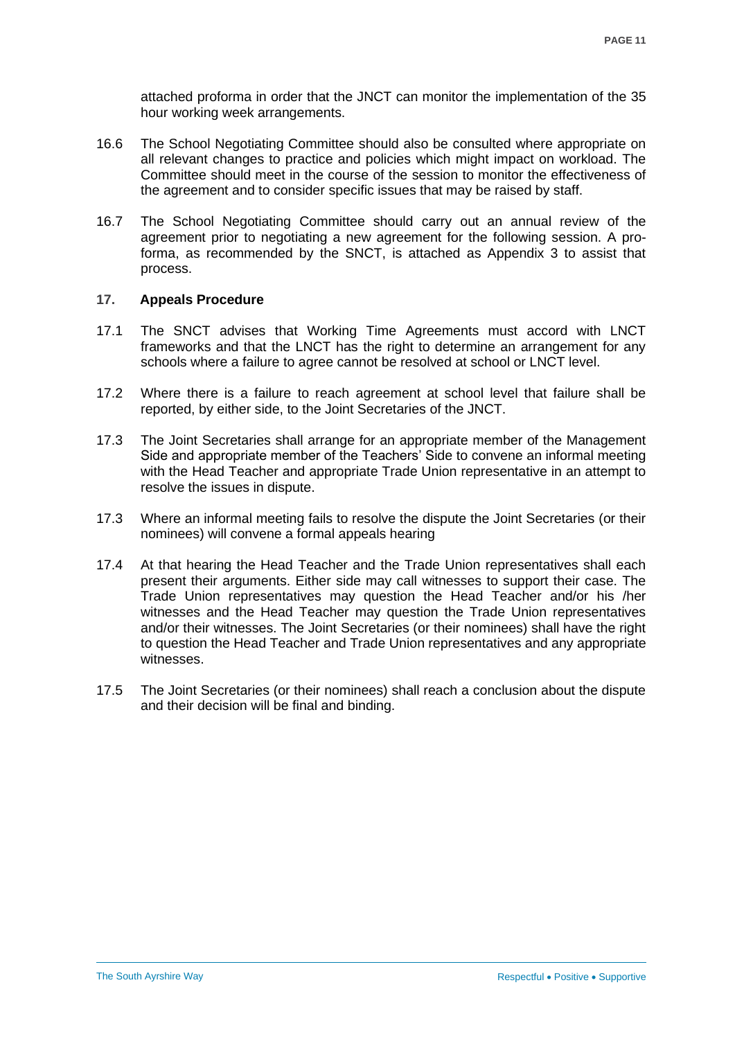attached proforma in order that the JNCT can monitor the implementation of the 35 hour working week arrangements.

16.6 The School Negotiating Committee should also be consulted where appropriate on all relevant changes to practice and policies which might impact on workload. The Committee should meet in the course of the session to monitor the effectiveness of the agreement and to consider specific issues that may be raised by staff.

16.7 The School Negotiating Committee should carry out an annual review of the agreement prior to negotiating a new agreement for the following session. A pro-forma, as recommended by the SNCT, is attached as Appendix 3 to assist that process.

## 17. Appeals Procedure

17.1 The SNCT advises that Working Time Agreements must accord with LNCT frameworks and that the LNCT has the right to determine an arrangement for any schools where a failure to agree cannot be resolved at school or LNCT level.

17.2 Where there is a failure to reach agreement at school level that failure shall be reported, by either side, to the Joint Secretaries of the JNCT.

17.3 The Joint Secretaries shall arrange for an appropriate member of the Management Side and appropriate member of the Teachers' Side to convene an informal meeting with the Head Teacher and appropriate Trade Union representative in an attempt to resolve the issues in dispute.

17.3 Where an informal meeting fails to resolve the dispute the Joint Secretaries (or their nominees) will convene a formal appeals hearing

17.4 At that hearing the Head Teacher and the Trade Union representatives shall each present their arguments. Either side may call witnesses to support their case. The Trade Union representatives may question the Head Teacher and/or his /her witnesses and the Head Teacher may question the Trade Union representatives and/or their witnesses. The Joint Secretaries (or their nominees) shall have the right to question the Head Teacher and Trade Union representatives and any appropriate witnesses.

17.5 The Joint Secretaries (or their nominees) shall reach a conclusion about the dispute and their decision will be final and binding.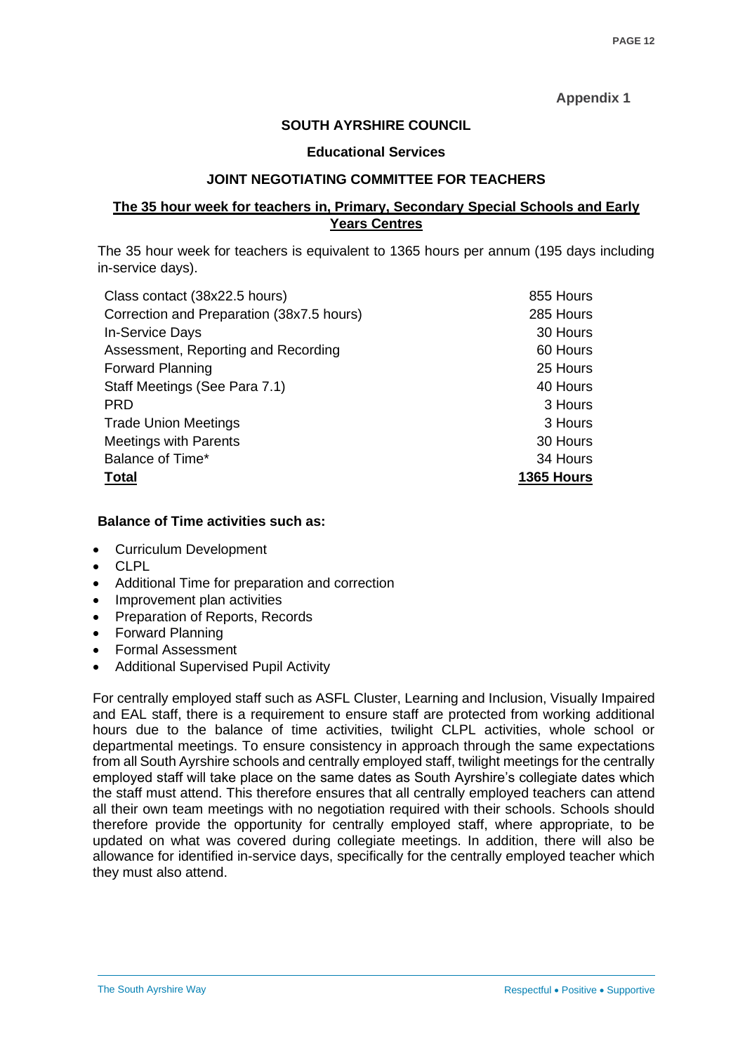**Appendix 1**

**SOUTH AYRSHIRE COUNCIL**

**Educational Services**

**JOINT NEGOTIATING COMMITTEE FOR TEACHERS**

**The 35 hour week for teachers in, Primary, Secondary Special Schools and Early Years Centres**

The 35 hour week for teachers is equivalent to 1365 hours per annum (195 days including in-service days).

| | |
|---|---|
| Class contact (38x22.5 hours) | 855 Hours |
| Correction and Preparation (38x7.5 hours) | 285 Hours |
| In-Service Days | 30 Hours |
| Assessment, Reporting and Recording | 60 Hours |
| Forward Planning | 25 Hours |
| Staff Meetings (See Para 7.1) | 40 Hours |
| PRD | 3 Hours |
| Trade Union Meetings | 3 Hours |
| Meetings with Parents | 30 Hours |
| Balance of Time* | 34 Hours |
| **Total** | **1365 Hours** |

**Balance of Time activities such as:**

- Curriculum Development
- CLPL
- Additional Time for preparation and correction
- Improvement plan activities
- Preparation of Reports, Records
- Forward Planning
- Formal Assessment
- Additional Supervised Pupil Activity

For centrally employed staff such as ASFL Cluster, Learning and Inclusion, Visually Impaired and EAL staff, there is a requirement to ensure staff are protected from working additional hours due to the balance of time activities, twilight CLPL activities, whole school or departmental meetings. To ensure consistency in approach through the same expectations from all South Ayrshire schools and centrally employed staff, twilight meetings for the centrally employed staff will take place on the same dates as South Ayrshire's collegiate dates which the staff must attend. This therefore ensures that all centrally employed teachers can attend all their own team meetings with no negotiation required with their schools. Schools should therefore provide the opportunity for centrally employed staff, where appropriate, to be updated on what was covered during collegiate meetings. In addition, there will also be allowance for identified in-service days, specifically for the centrally employed teacher which they must also attend.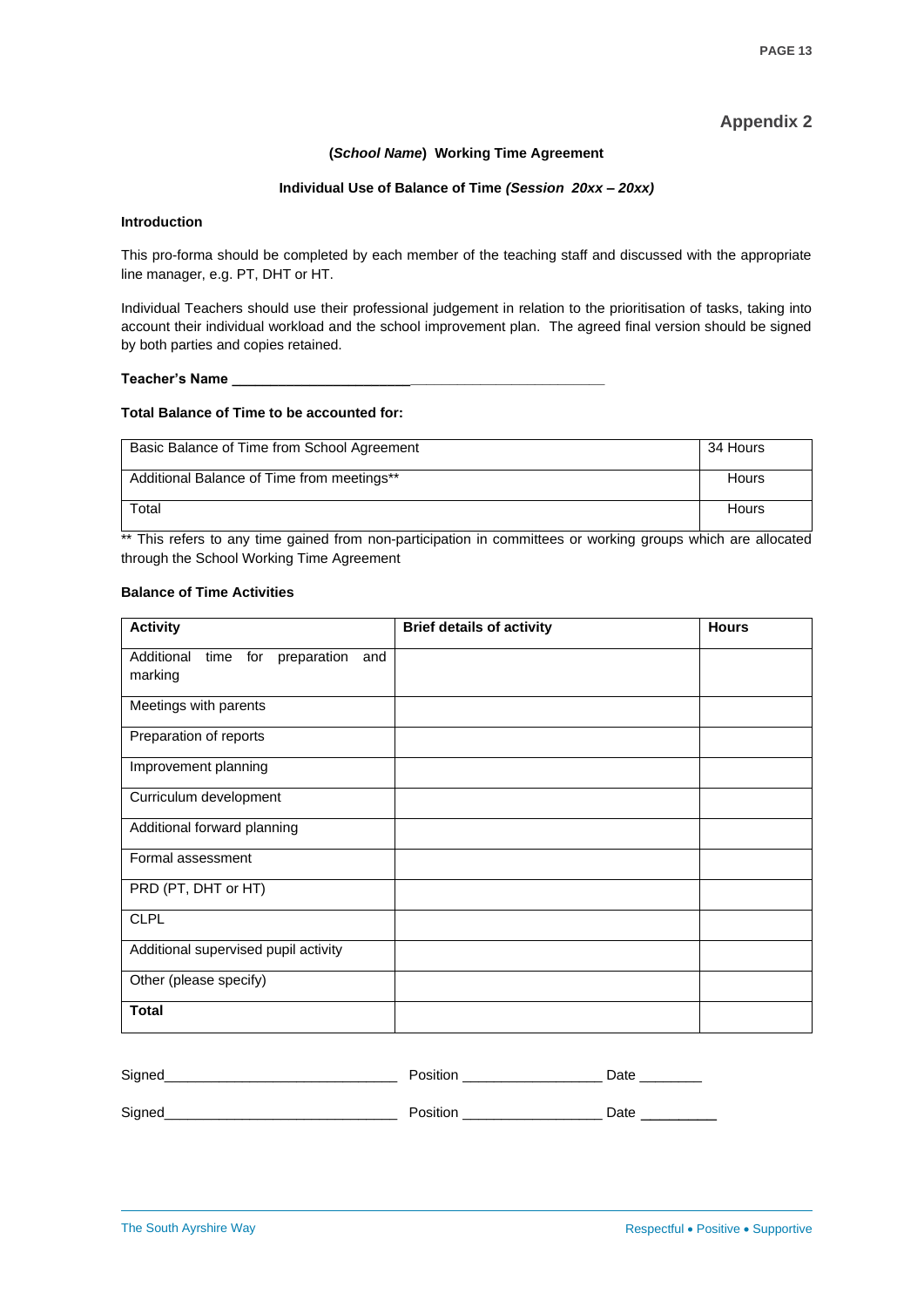## Appendix 2

**(*School Name*) Working Time Agreement**

**Individual Use of Balance of Time *(Session 20xx – 20xx)***

**Introduction**

This pro-forma should be completed by each member of the teaching staff and discussed with the appropriate line manager, e.g. PT, DHT or HT.

Individual Teachers should use their professional judgement in relation to the prioritisation of tasks, taking into account their individual workload and the school improvement plan. The agreed final version should be signed by both parties and copies retained.

**Teacher's Name** ______________________________________________

**Total Balance of Time to be accounted for:**

| | |
|---|---|
| Basic Balance of Time from School Agreement | 34 Hours |
| Additional Balance of Time from meetings** | Hours |
| Total | Hours |

** This refers to any time gained from non-participation in committees or working groups which are allocated through the School Working Time Agreement

**Balance of Time Activities**

| **Activity** | **Brief details of activity** | **Hours** |
|---|---|---|
| Additional time for preparation and marking | | |
| Meetings with parents | | |
| Preparation of reports | | |
| Improvement planning | | |
| Curriculum development | | |
| Additional forward planning | | |
| Formal assessment | | |
| PRD (PT, DHT or HT) | | |
| CLPL | | |
| Additional supervised pupil activity | | |
| Other (please specify) | | |
| **Total** | | |

Signed______________________________ Position _________________ Date ________

Signed______________________________ Position _________________ Date _________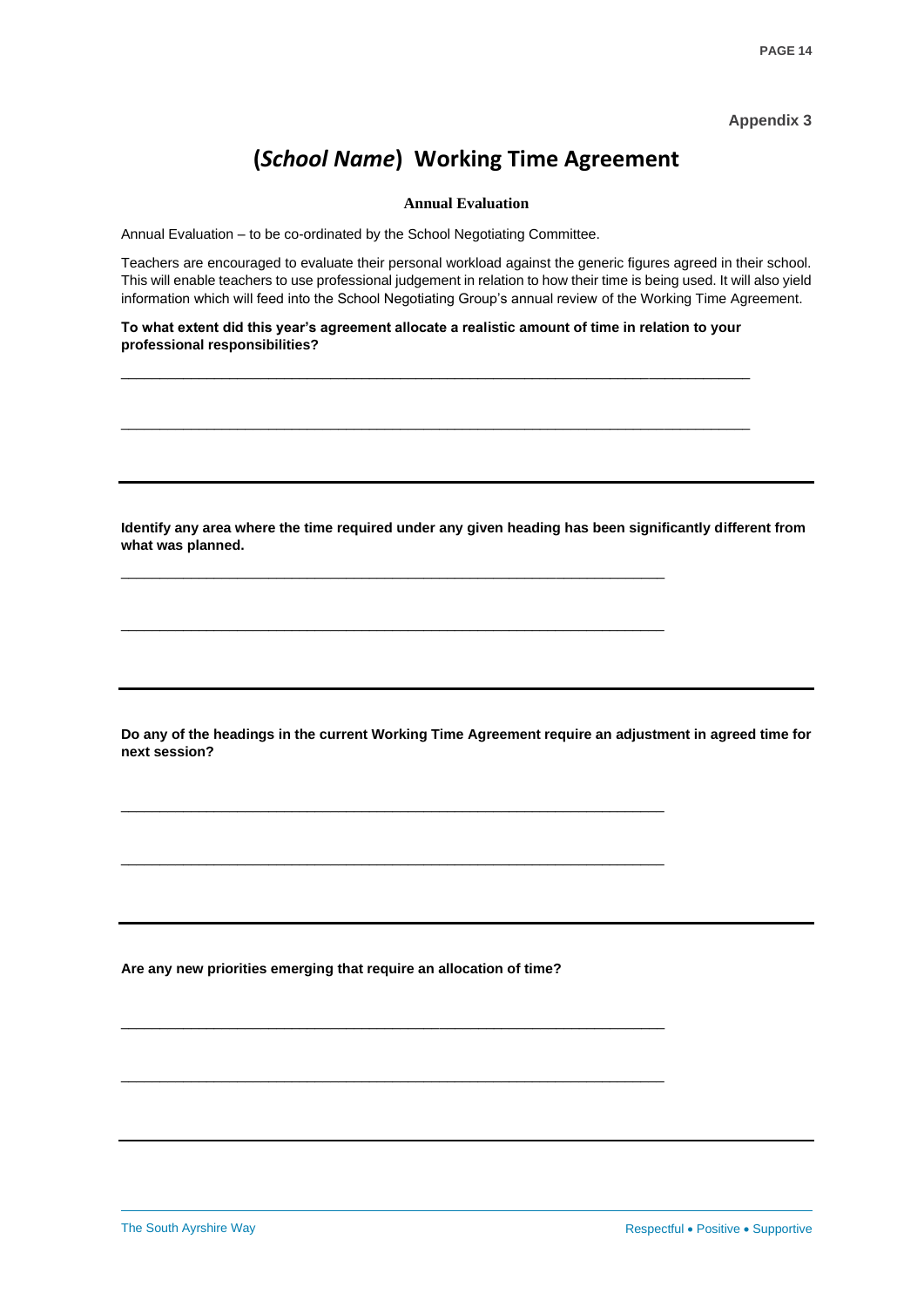Appendix 3

# (*School Name*) Working Time Agreement

**Annual Evaluation**

Annual Evaluation – to be co-ordinated by the School Negotiating Committee.

Teachers are encouraged to evaluate their personal workload against the generic figures agreed in their school. This will enable teachers to use professional judgement in relation to how their time is being used. It will also yield information which will feed into the School Negotiating Group's annual review of the Working Time Agreement.

**To what extent did this year's agreement allocate a realistic amount of time in relation to your professional responsibilities?**

______________________________________________________________________________

______________________________________________________________________________

---

**Identify any area where the time required under any given heading has been significantly different from what was planned.**

____________________________________________________________________

____________________________________________________________________

---

**Do any of the headings in the current Working Time Agreement require an adjustment in agreed time for next session?**

____________________________________________________________________

____________________________________________________________________

---

**Are any new priorities emerging that require an allocation of time?**

____________________________________________________________________

____________________________________________________________________

---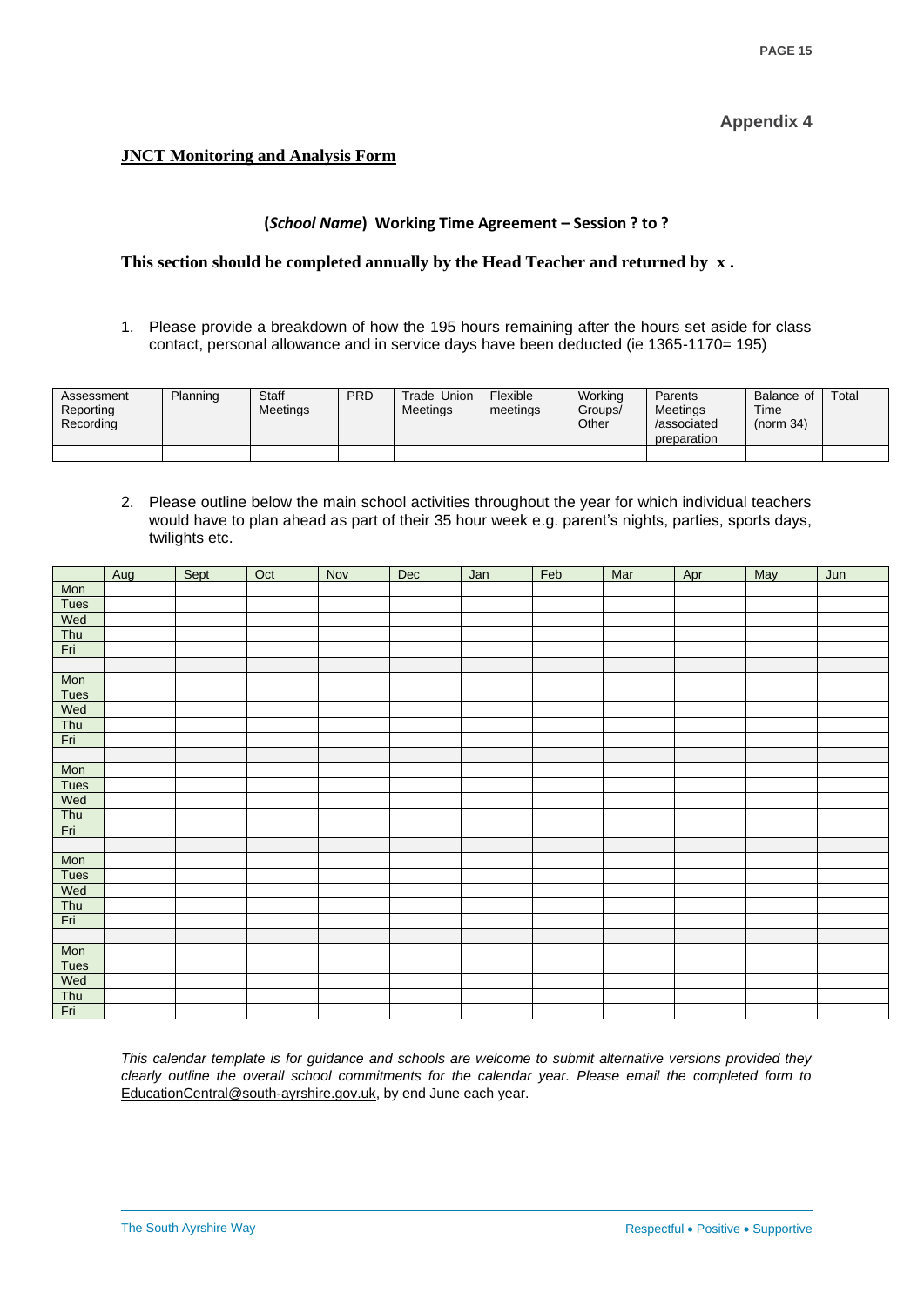## Appendix 4

**JNCT Monitoring and Analysis Form**

**(*School Name*) Working Time Agreement – Session ? to ?**

**This section should be completed annually by the Head Teacher and returned by x .**

1. Please provide a breakdown of how the 195 hours remaining after the hours set aside for class contact, personal allowance and in service days have been deducted (ie 1365-1170= 195)

| Assessment Reporting Recording | Planning | Staff Meetings | PRD | Trade Union Meetings | Flexible meetings | Working Groups/ Other | Parents Meetings /associated preparation | Balance of Time (norm 34) | Total |
|---|---|---|---|---|---|---|---|---|---|
| | | | | | | | | | |

2. Please outline below the main school activities throughout the year for which individual teachers would have to plan ahead as part of their 35 hour week e.g. parent's nights, parties, sports days, twilights etc.

| | Aug | Sept | Oct | Nov | Dec | Jan | Feb | Mar | Apr | May | Jun |
|---|---|---|---|---|---|---|---|---|---|---|---|
| Mon | | | | | | | | | | | |
| Tues | | | | | | | | | | | |
| Wed | | | | | | | | | | | |
| Thu | | | | | | | | | | | |
| Fri | | | | | | | | | | | |
| | | | | | | | | | | | |
| Mon | | | | | | | | | | | |
| Tues | | | | | | | | | | | |
| Wed | | | | | | | | | | | |
| Thu | | | | | | | | | | | |
| Fri | | | | | | | | | | | |
| | | | | | | | | | | | |
| Mon | | | | | | | | | | | |
| Tues | | | | | | | | | | | |
| Wed | | | | | | | | | | | |
| Thu | | | | | | | | | | | |
| Fri | | | | | | | | | | | |
| | | | | | | | | | | | |
| Mon | | | | | | | | | | | |
| Tues | | | | | | | | | | | |
| Wed | | | | | | | | | | | |
| Thu | | | | | | | | | | | |
| Fri | | | | | | | | | | | |
| | | | | | | | | | | | |
| Mon | | | | | | | | | | | |
| Tues | | | | | | | | | | | |
| Wed | | | | | | | | | | | |
| Thu | | | | | | | | | | | |
| Fri | | | | | | | | | | | |

*This calendar template is for guidance and schools are welcome to submit alternative versions provided they clearly outline the overall school commitments for the calendar year. Please email the completed form to* EducationCentral@south-ayrshire.gov.uk, by end June each year.